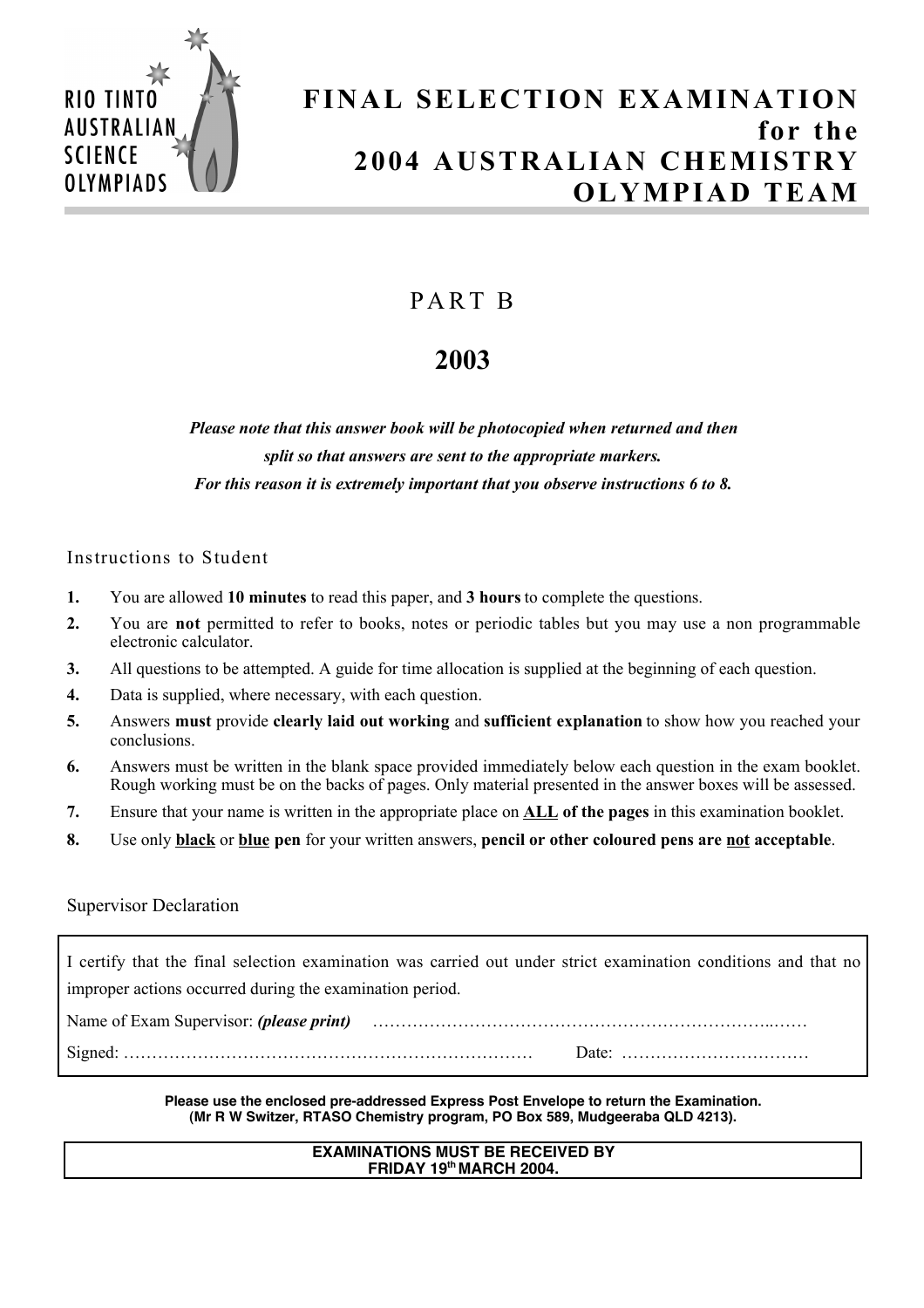RIO TINTO AUSTRALIAN SCIENCE OLYMPIADS

# FINAL SELECTION EXAMINATION for the 2004 AUSTRALIAN CHEMISTRY OLYMPIAD TEAM

## PART B

## 2003

***Please note that this answer book will be photocopied when returned and then split so that answers are sent to the appropriate markers. For this reason it is extremely important that you observe instructions 6 to 8.***

### Instructions to Student

1. You are allowed **10 minutes** to read this paper, and **3 hours** to complete the questions.
2. You are **not** permitted to refer to books, notes or periodic tables but you may use a non programmable electronic calculator.
3. All questions to be attempted. A guide for time allocation is supplied at the beginning of each question.
4. Data is supplied, where necessary, with each question.
5. Answers **must** provide **clearly laid out working** and **sufficient explanation** to show how you reached your conclusions.
6. Answers must be written in the blank space provided immediately below each question in the exam booklet. Rough working must be on the backs of pages. Only material presented in the answer boxes will be assessed.
7. Ensure that your name is written in the appropriate place on **ALL of the pages** in this examination booklet.
8. Use only **black** or **blue pen** for your written answers, **pencil or other coloured pens are not acceptable**.

### Supervisor Declaration

I certify that the final selection examination was carried out under strict examination conditions and that no improper actions occurred during the examination period.

Name of Exam Supervisor: ***(please print)*** ……………………………………………………………..……

Signed: ……………………………………………………………… Date: ……………………………

**Please use the enclosed pre-addressed Express Post Envelope to return the Examination. (Mr R W Switzer, RTASO Chemistry program, PO Box 589, Mudgeeraba QLD 4213).**

**EXAMINATIONS MUST BE RECEIVED BY FRIDAY 19th MARCH 2004.**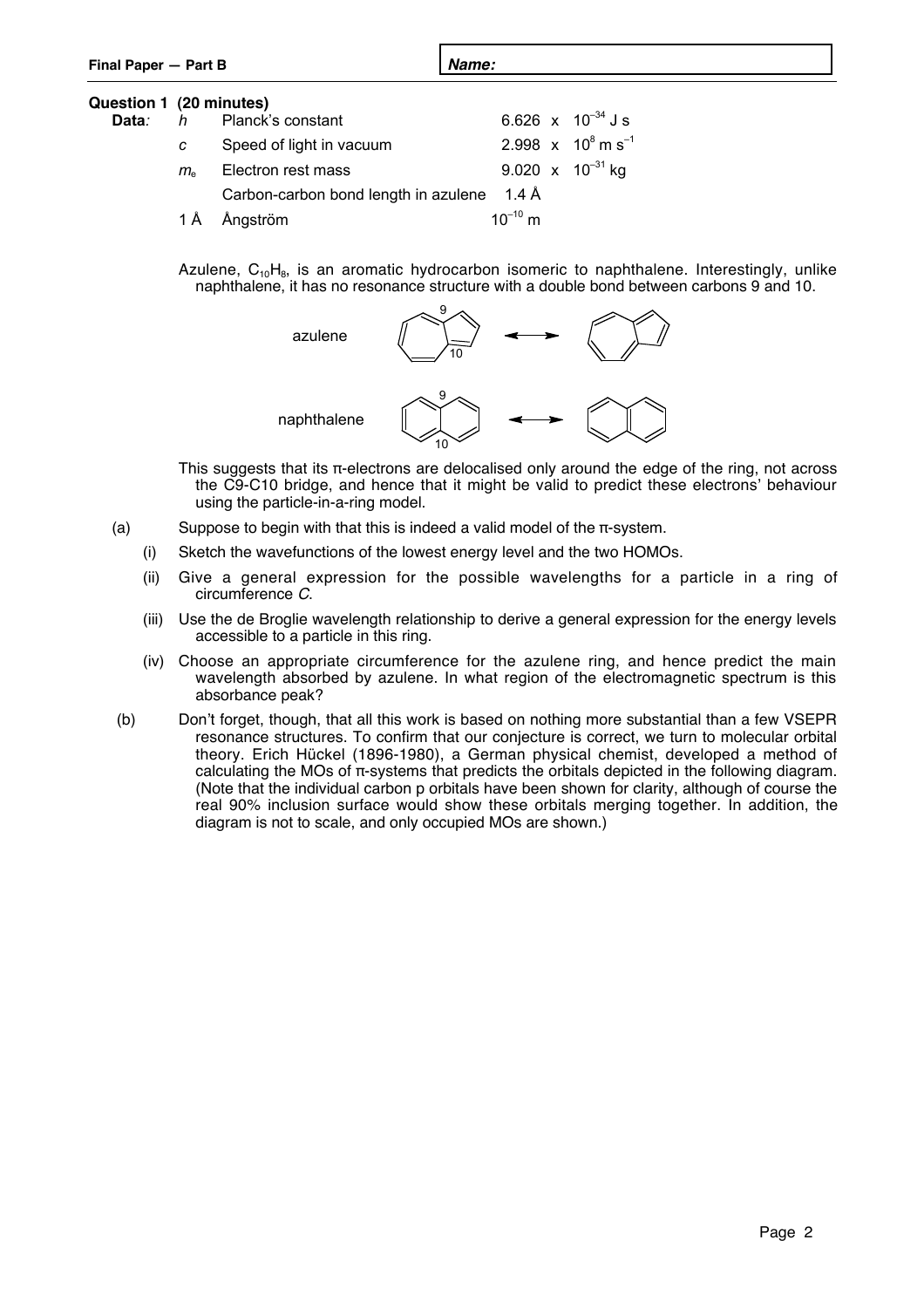**Name:**

## Question 1 (20 minutes)

**Data:**

| | | |
|---|---|---|
| $h$ | Planck's constant | $6.626 \times 10^{-34}$ J s |
| $c$ | Speed of light in vacuum | $2.998 \times 10^{8}$ m s$^{-1}$ |
| $m_e$ | Electron rest mass | $9.020 \times 10^{-31}$ kg |
| | Carbon-carbon bond length in azulene | 1.4 Å |
| 1 Å | Ångström | $10^{-10}$ m |

Azulene, $C_{10}H_8$, is an aromatic hydrocarbon isomeric to naphthalene. Interestingly, unlike naphthalene, it has no resonance structure with a double bond between carbons 9 and 10.

azulene

naphthalene

This suggests that its π-electrons are delocalised only around the edge of the ring, not across the C9-C10 bridge, and hence that it might be valid to predict these electrons' behaviour using the particle-in-a-ring model.

(a) Suppose to begin with that this is indeed a valid model of the π-system.

(i) Sketch the wavefunctions of the lowest energy level and the two HOMOs.

(ii) Give a general expression for the possible wavelengths for a particle in a ring of circumference $C$.

(iii) Use the de Broglie wavelength relationship to derive a general expression for the energy levels accessible to a particle in this ring.

(iv) Choose an appropriate circumference for the azulene ring, and hence predict the main wavelength absorbed by azulene. In what region of the electromagnetic spectrum is this absorbance peak?

(b) Don't forget, though, that all this work is based on nothing more substantial than a few VSEPR resonance structures. To confirm that our conjecture is correct, we turn to molecular orbital theory. Erich Hückel (1896-1980), a German physical chemist, developed a method of calculating the MOs of π-systems that predicts the orbitals depicted in the following diagram. (Note that the individual carbon p orbitals have been shown for clarity, although of course the real 90% inclusion surface would show these orbitals merging together. In addition, the diagram is not to scale, and only occupied MOs are shown.)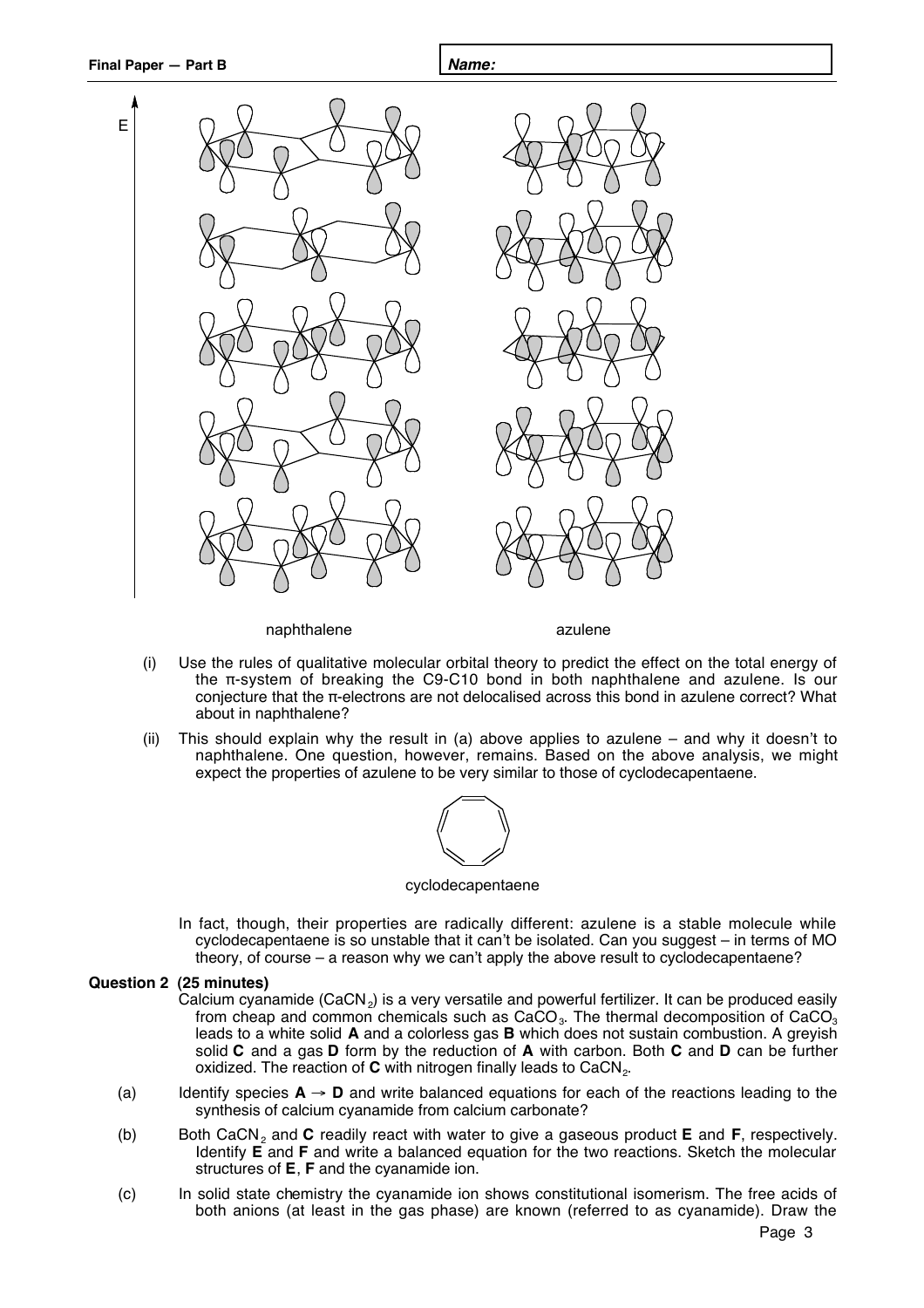E

naphthalene

azulene

(i) Use the rules of qualitative molecular orbital theory to predict the effect on the total energy of the π-system of breaking the C9-C10 bond in both naphthalene and azulene. Is our conjecture that the π-electrons are not delocalised across this bond in azulene correct? What about in naphthalene?

(ii) This should explain why the result in (a) above applies to azulene – and why it doesn't to naphthalene. One question, however, remains. Based on the above analysis, we might expect the properties of azulene to be very similar to those of cyclodecapentaene.

cyclodecapentaene

In fact, though, their properties are radically different: azulene is a stable molecule while cyclodecapentaene is so unstable that it can't be isolated. Can you suggest – in terms of MO theory, of course – a reason why we can't apply the above result to cyclodecapentaene?

**Question 2 (25 minutes)**

Calcium cyanamide ($CaCN_2$) is a very versatile and powerful fertilizer. It can be produced easily from cheap and common chemicals such as $CaCO_3$. The thermal decomposition of $CaCO_3$ leads to a white solid **A** and a colorless gas **B** which does not sustain combustion. A greyish solid **C** and a gas **D** form by the reduction of **A** with carbon. Both **C** and **D** can be further oxidized. The reaction of **C** with nitrogen finally leads to $CaCN_2$.

(a) Identify species **A** → **D** and write balanced equations for each of the reactions leading to the synthesis of calcium cyanamide from calcium carbonate?

(b) Both $CaCN_2$ and **C** readily react with water to give a gaseous product **E** and **F**, respectively. Identify **E** and **F** and write a balanced equation for the two reactions. Sketch the molecular structures of **E**, **F** and the cyanamide ion.

(c) In solid state chemistry the cyanamide ion shows constitutional isomerism. The free acids of both anions (at least in the gas phase) are known (referred to as cyanamide). Draw the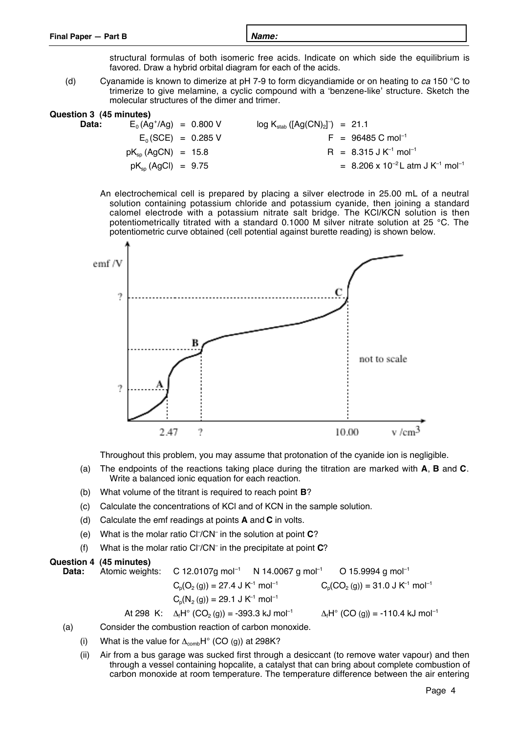structural formulas of both isomeric free acids. Indicate on which side the equilibrium is favored. Draw a hybrid orbital diagram for each of the acids.

(d) Cyanamide is known to dimerize at pH 7-9 to form dicyandiamide or on heating to *ca* 150 °C to trimerize to give melamine, a cyclic compound with a 'benzene-like' structure. Sketch the molecular structures of the dimer and trimer.

**Question 3 (45 minutes)**

**Data:**

| | | | |
|---|---|---|---|
| $E_0(Ag^+/Ag)$ | = 0.800 V | $\log K_{stab}([Ag(CN)_2]^-)$ | = 21.1 |
| $E_0(SCE)$ | = 0.285 V | F | = 96485 C mol$^{-1}$ |
| $pK_{sp}(AgCN)$ | = 15.8 | R | = 8.315 J K$^{-1}$ mol$^{-1}$ |
| $pK_{sp}(AgCl)$ | = 9.75 | | = 8.206 x 10$^{-2}$ L atm J K$^{-1}$ mol$^{-1}$ |

An electrochemical cell is prepared by placing a silver electrode in 25.00 mL of a neutral solution containing potassium chloride and potassium cyanide, then joining a standard calomel electrode with a potassium nitrate salt bridge. The KCl/KCN solution is then potentiometrically titrated with a standard 0.1000 M silver nitrate solution at 25 °C. The potentiometric curve obtained (cell potential against burette reading) is shown below.

Throughout this problem, you may assume that protonation of the cyanide ion is negligible.

(a) The endpoints of the reactions taking place during the titration are marked with **A**, **B** and **C**. Write a balanced ionic equation for each reaction.

(b) What volume of the titrant is required to reach point **B**?

(c) Calculate the concentrations of KCl and of KCN in the sample solution.

(d) Calculate the emf readings at points **A** and **C** in volts.

(e) What is the molar ratio $Cl^-/CN^-$ in the solution at point **C**?

(f) What is the molar ratio $Cl^-/CN^-$ in the precipitate at point **C**?

**Question 4 (45 minutes)**

**Data:** Atomic weights: C 12.0107g mol$^{-1}$ N 14.0067 g mol$^{-1}$ O 15.9994 g mol$^{-1}$

$C_p(O_2(g))$ = 27.4 J K$^{-1}$ mol$^{-1}$ $C_p(CO_2(g))$ = 31.0 J K$^{-1}$ mol$^{-1}$

$C_p(N_2(g))$ = 29.1 J K$^{-1}$ mol$^{-1}$

At 298 K: $\Delta_fH°(CO_2(g))$ = -393.3 kJ mol$^{-1}$ $\Delta_fH°(CO(g))$ = -110.4 kJ mol$^{-1}$

(a) Consider the combustion reaction of carbon monoxide.

(i) What is the value for $\Delta_{comb}H°(CO(g))$ at 298K?

(ii) Air from a bus garage was sucked first through a desiccant (to remove water vapour) and then through a vessel containing hopcalite, a catalyst that can bring about complete combustion of carbon monoxide at room temperature. The temperature difference between the air entering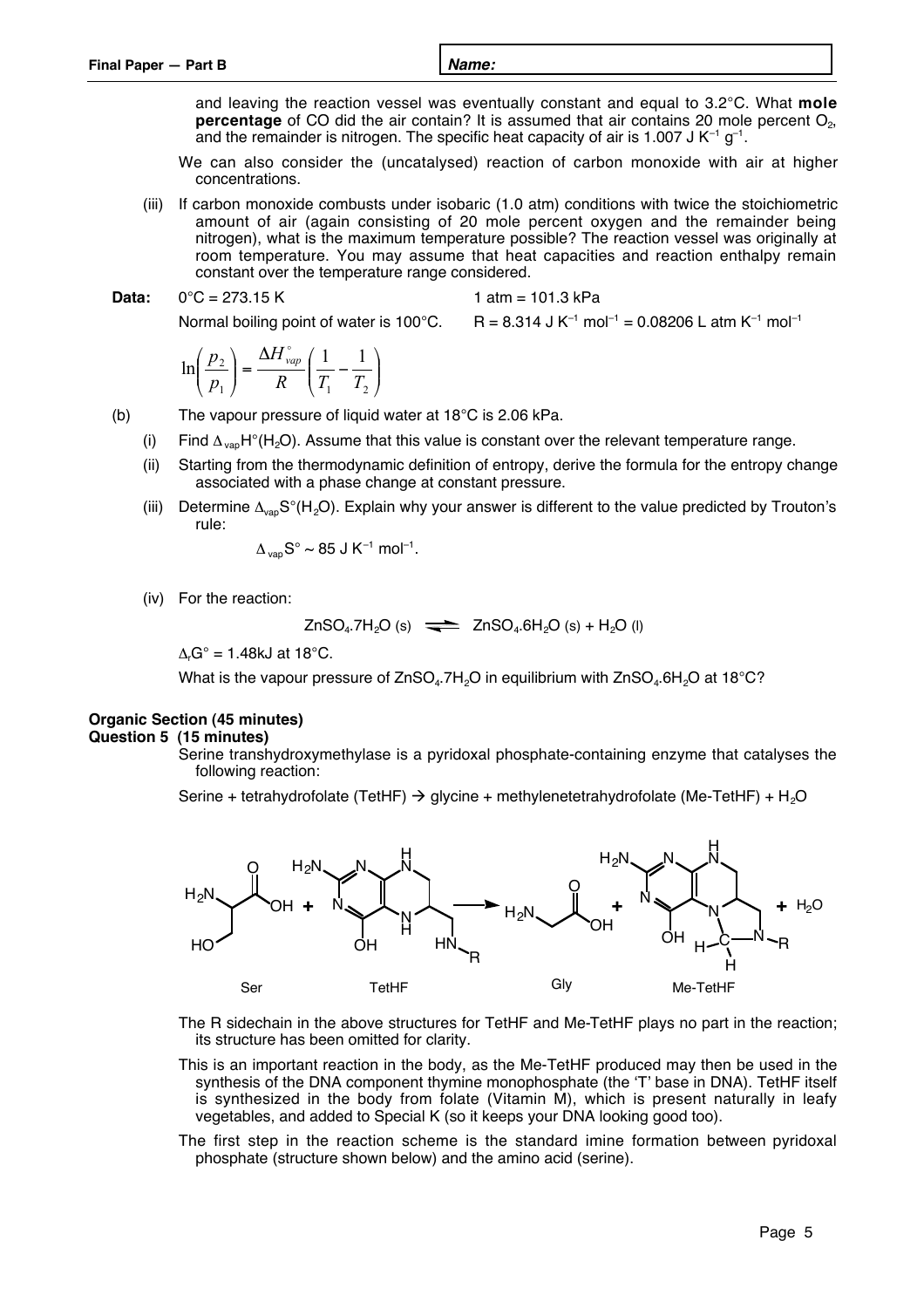and leaving the reaction vessel was eventually constant and equal to 3.2°C. What **mole percentage** of CO did the air contain? It is assumed that air contains 20 mole percent $O_2$, and the remainder is nitrogen. The specific heat capacity of air is 1.007 J $K^{-1}$ $g^{-1}$.

We can also consider the (uncatalysed) reaction of carbon monoxide with air at higher concentrations.

(iii) If carbon monoxide combusts under isobaric (1.0 atm) conditions with twice the stoichiometric amount of air (again consisting of 20 mole percent oxygen and the remainder being nitrogen), what is the maximum temperature possible? The reaction vessel was originally at room temperature. You may assume that heat capacities and reaction enthalpy remain constant over the temperature range considered.

**Data:** 0°C = 273.15 K  1 atm = 101.3 kPa

Normal boiling point of water is 100°C.  R = 8.314 J $K^{-1}$ $mol^{-1}$ = 0.08206 L atm $K^{-1}$ $mol^{-1}$

$$\ln\left(\frac{p_2}{p_1}\right) = \frac{\Delta H^\circ_{vap}}{R}\left(\frac{1}{T_1} - \frac{1}{T_2}\right)$$

(b) The vapour pressure of liquid water at 18°C is 2.06 kPa.

(i) Find $\Delta_{vap}H°(H_2O)$. Assume that this value is constant over the relevant temperature range.

(ii) Starting from the thermodynamic definition of entropy, derive the formula for the entropy change associated with a phase change at constant pressure.

(iii) Determine $\Delta_{vap}S°(H_2O)$. Explain why your answer is different to the value predicted by Trouton's rule:

$\Delta_{vap}S° \sim 85$ J $K^{-1}$ $mol^{-1}$.

(iv) For the reaction:

$$ZnSO_4.7H_2O\ (s) \rightleftharpoons ZnSO_4.6H_2O\ (s) + H_2O\ (l)$$

$\Delta_rG° = 1.48$kJ at 18°C.

What is the vapour pressure of $ZnSO_4.7H_2O$ in equilibrium with $ZnSO_4.6H_2O$ at 18°C?

## Organic Section (45 minutes)

### Question 5 (15 minutes)

Serine transhydroxymethylase is a pyridoxal phosphate-containing enzyme that catalyses the following reaction:

Serine + tetrahydrofolate (TetHF) → glycine + methylenetetrahydrofolate (Me-TetHF) + $H_2O$

Ser + TetHF → Gly + Me-TetHF + $H_2O$

The R sidechain in the above structures for TetHF and Me-TetHF plays no part in the reaction; its structure has been omitted for clarity.

This is an important reaction in the body, as the Me-TetHF produced may then be used in the synthesis of the DNA component thymine monophosphate (the 'T' base in DNA). TetHF itself is synthesized in the body from folate (Vitamin M), which is present naturally in leafy vegetables, and added to Special K (so it keeps your DNA looking good too).

The first step in the reaction scheme is the standard imine formation between pyridoxal phosphate (structure shown below) and the amino acid (serine).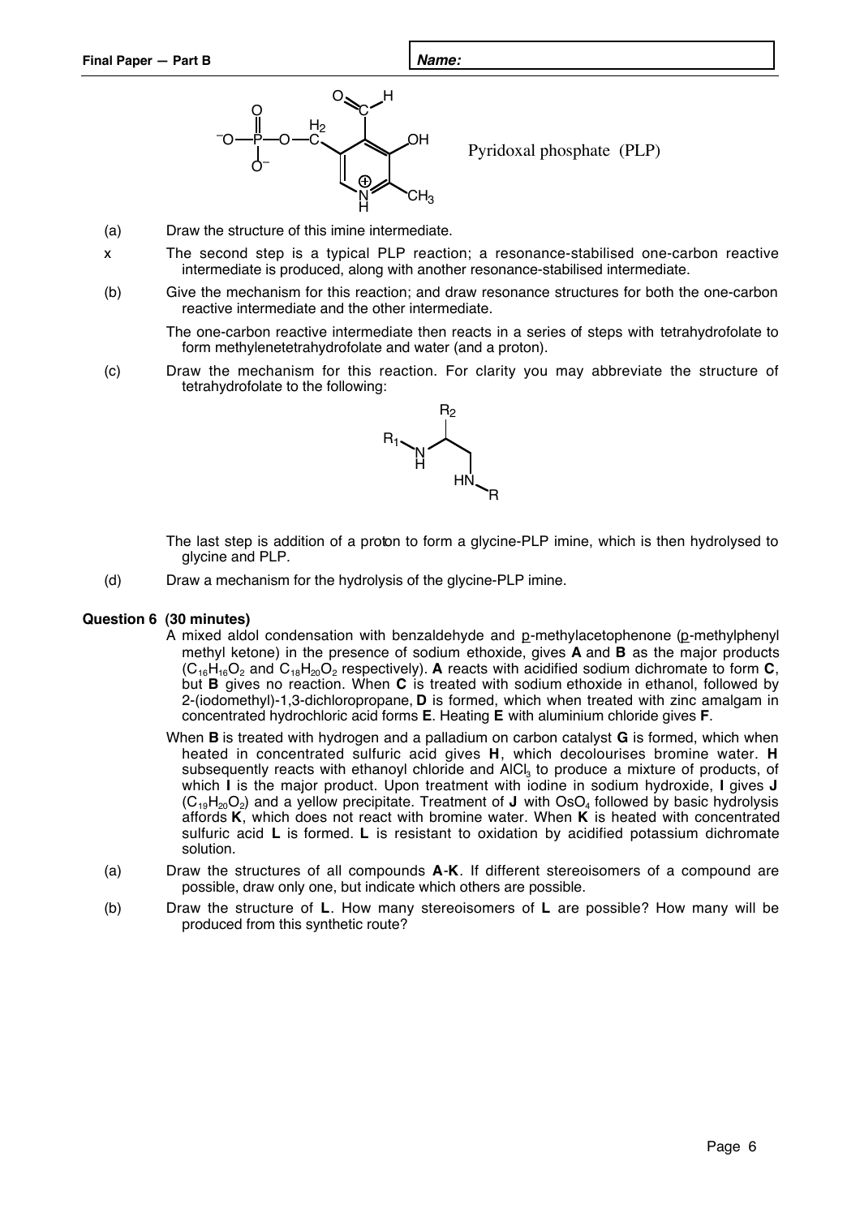Pyridoxal phosphate (PLP)

(a) Draw the structure of this imine intermediate.

x The second step is a typical PLP reaction; a resonance-stabilised one-carbon reactive intermediate is produced, along with another resonance-stabilised intermediate.

(b) Give the mechanism for this reaction; and draw resonance structures for both the one-carbon reactive intermediate and the other intermediate.

The one-carbon reactive intermediate then reacts in a series of steps with tetrahydrofolate to form methylenetetrahydrofolate and water (and a proton).

(c) Draw the mechanism for this reaction. For clarity you may abbreviate the structure of tetrahydrofolate to the following:

The last step is addition of a proton to form a glycine-PLP imine, which is then hydrolysed to glycine and PLP.

(d) Draw a mechanism for the hydrolysis of the glycine-PLP imine.

## Question 6 (30 minutes)

A mixed aldol condensation with benzaldehyde and p-methylacetophenone (p-methylphenyl methyl ketone) in the presence of sodium ethoxide, gives **A** and **B** as the major products ($C_{16}H_{16}O_2$ and $C_{18}H_{20}O_2$ respectively). **A** reacts with acidified sodium dichromate to form **C**, but **B** gives no reaction. When **C** is treated with sodium ethoxide in ethanol, followed by 2-(iodomethyl)-1,3-dichloropropane, **D** is formed, which when treated with zinc amalgam in concentrated hydrochloric acid forms **E**. Heating **E** with aluminium chloride gives **F**.

When **B** is treated with hydrogen and a palladium on carbon catalyst **G** is formed, which when heated in concentrated sulfuric acid gives **H**, which decolourises bromine water. **H** subsequently reacts with ethanoyl chloride and $AlCl_3$ to produce a mixture of products, of which **I** is the major product. Upon treatment with iodine in sodium hydroxide, **I** gives **J** ($C_{19}H_{20}O_2$) and a yellow precipitate. Treatment of **J** with $OsO_4$ followed by basic hydrolysis affords **K**, which does not react with bromine water. When **K** is heated with concentrated sulfuric acid **L** is formed. **L** is resistant to oxidation by acidified potassium dichromate solution.

(a) Draw the structures of all compounds **A**-**K**. If different stereoisomers of a compound are possible, draw only one, but indicate which others are possible.

(b) Draw the structure of **L**. How many stereoisomers of **L** are possible? How many will be produced from this synthetic route?